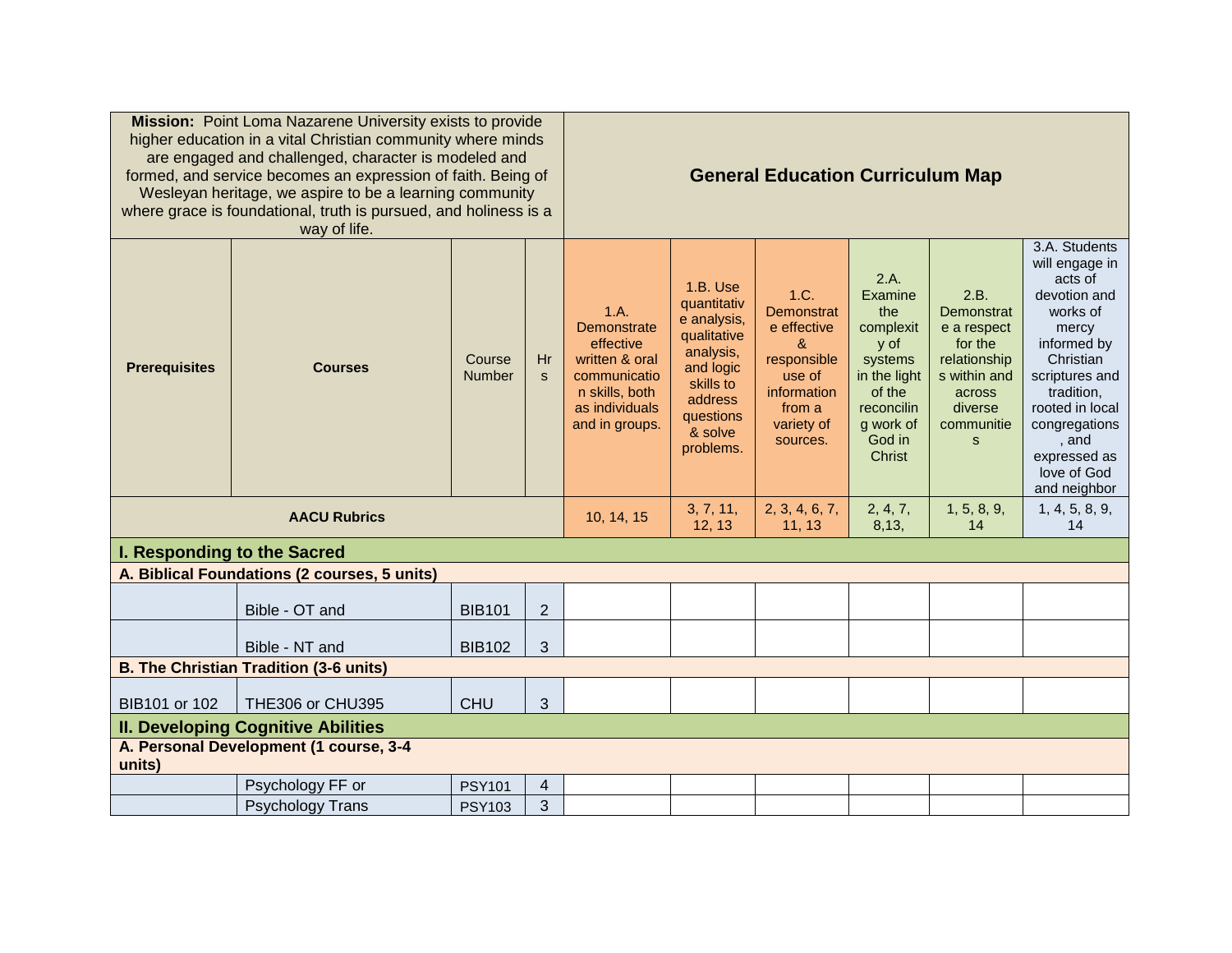| **Mission:** Point Loma Nazarene University exists to provide higher education in a vital Christian community where minds are engaged and challenged, character is modeled and formed, and service becomes an expression of faith. Being of Wesleyan heritage, we aspire to be a learning community where grace is foundational, truth is pursued, and holiness is a way of life. | | | | **General Education Curriculum Map** | | | | | |
|---|---|---|---|---|---|---|---|---|---|
| **Prerequisites** | **Courses** | Course Number | Hrs | 1.A. Demonstrate effective written & oral communication skills, both as individuals and in groups. | 1.B. Use quantitative analysis, qualitative analysis, and logic skills to address questions & solve problems. | 1.C. Demonstrate effective & responsible use of information from a variety of sources. | 2.A. Examine the complexity of systems in the light of the reconciling work of God in Christ | 2.B. Demonstrate a respect for the relationships within and across diverse communities | 3.A. Students will engage in acts of devotion and works of mercy informed by Christian scriptures and tradition, rooted in local congregations, and expressed as love of God and neighbor |
| **AACU Rubrics** | | | | 10, 14, 15 | 3, 7, 11, 12, 13 | 2, 3, 4, 6, 7, 11, 13 | 2, 4, 7, 8,13, | 1, 5, 8, 9, 14 | 1, 4, 5, 8, 9, 14 |
| **I. Responding to the Sacred** | | | | | | | | | |
| **A. Biblical Foundations (2 courses, 5 units)** | | | | | | | | | |
| | Bible - OT and | BIB101 | 2 | | | | | | |
| | Bible - NT and | BIB102 | 3 | | | | | | |
| **B. The Christian Tradition (3-6 units)** | | | | | | | | | |
| BIB101 or 102 | THE306 or CHU395 | CHU | 3 | | | | | | |
| **II. Developing Cognitive Abilities** | | | | | | | | | |
| **A. Personal Development (1 course, 3-4 units)** | | | | | | | | | |
| | Psychology FF or | PSY101 | 4 | | | | | | |
| | Psychology Trans | PSY103 | 3 | | | | | | |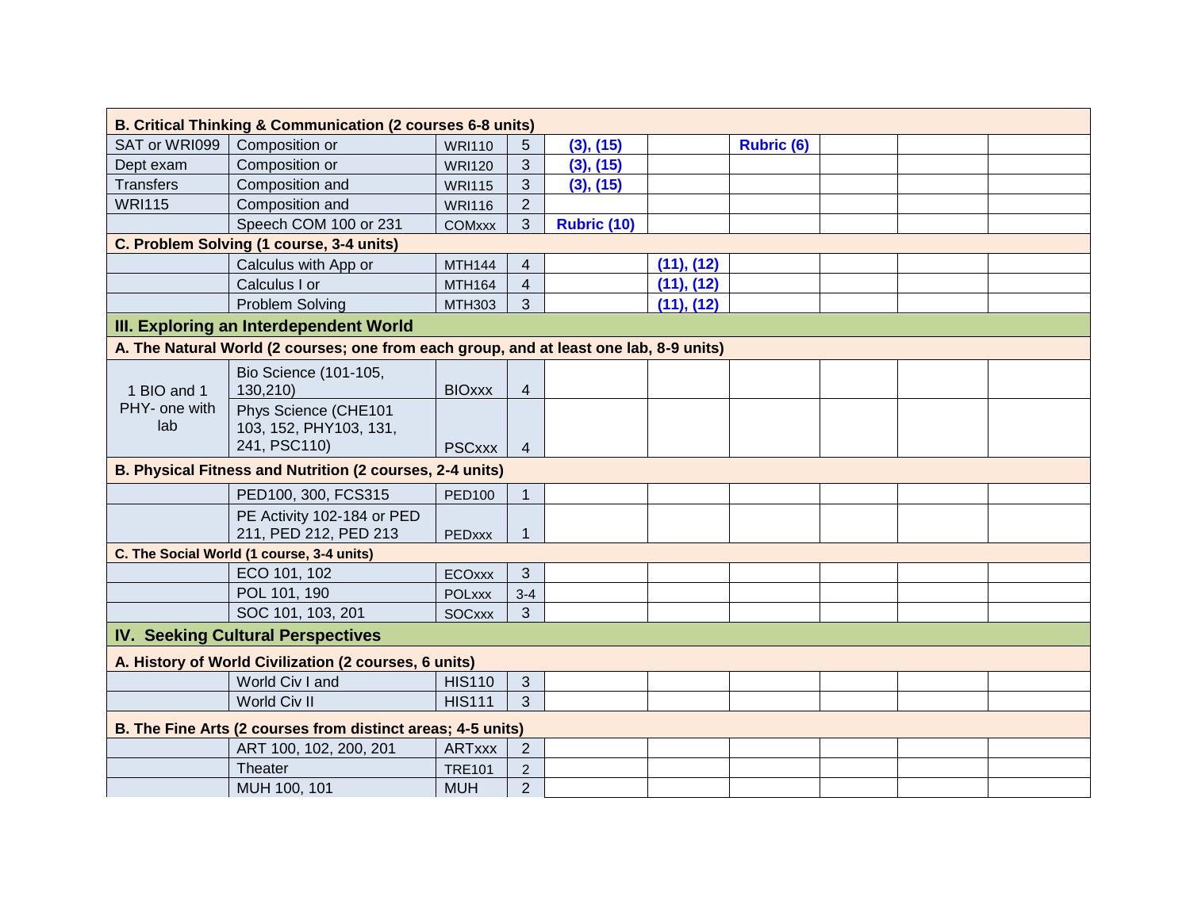| B. Critical Thinking & Communication (2 courses 6-8 units) | | | | | | | | | |
|---|---|---|---|---|---|---|---|---|---|
| SAT or WRI099 | Composition or | WRI110 | 5 | (3), (15) | | Rubric (6) | | | |
| Dept exam | Composition or | WRI120 | 3 | (3), (15) | | | | | |
| Transfers | Composition and | WRI115 | 3 | (3), (15) | | | | | |
| WRI115 | Composition and | WRI116 | 2 | | | | | | |
| | Speech COM 100 or 231 | COMxxx | 3 | Rubric (10) | | | | | |
| **C. Problem Solving (1 course, 3-4 units)** | | | | | | | | | |
| | Calculus with App or | MTH144 | 4 | | (11), (12) | | | | |
| | Calculus I or | MTH164 | 4 | | (11), (12) | | | | |
| | Problem Solving | MTH303 | 3 | | (11), (12) | | | | |
| **III. Exploring an Interdependent World** | | | | | | | | | |
| **A. The Natural World (2 courses; one from each group, and at least one lab, 8-9 units)** | | | | | | | | | |
| 1 BIO and 1 PHY- one with lab | Bio Science (101-105, 130,210) | BIOxxx | 4 | | | | | | |
| | Phys Science (CHE101 103, 152, PHY103, 131, 241, PSC110) | PSCxxx | 4 | | | | | | |
| **B. Physical Fitness and Nutrition (2 courses, 2-4 units)** | | | | | | | | | |
| | PED100, 300, FCS315 | PED100 | 1 | | | | | | |
| | PE Activity 102-184 or PED 211, PED 212, PED 213 | PEDxxx | 1 | | | | | | |
| **C. The Social World (1 course, 3-4 units)** | | | | | | | | | |
| | ECO 101, 102 | ECOxxx | 3 | | | | | | |
| | POL 101, 190 | POLxxx | 3-4 | | | | | | |
| | SOC 101, 103, 201 | SOCxxx | 3 | | | | | | |
| **IV. Seeking Cultural Perspectives** | | | | | | | | | |
| **A. History of World Civilization (2 courses, 6 units)** | | | | | | | | | |
| | World Civ I and | HIS110 | 3 | | | | | | |
| | World Civ II | HIS111 | 3 | | | | | | |
| **B. The Fine Arts (2 courses from distinct areas; 4-5 units)** | | | | | | | | | |
| | ART 100, 102, 200, 201 | ARTxxx | 2 | | | | | | |
| | Theater | TRE101 | 2 | | | | | | |
| | MUH 100, 101 | MUH | 2 | | | | | | |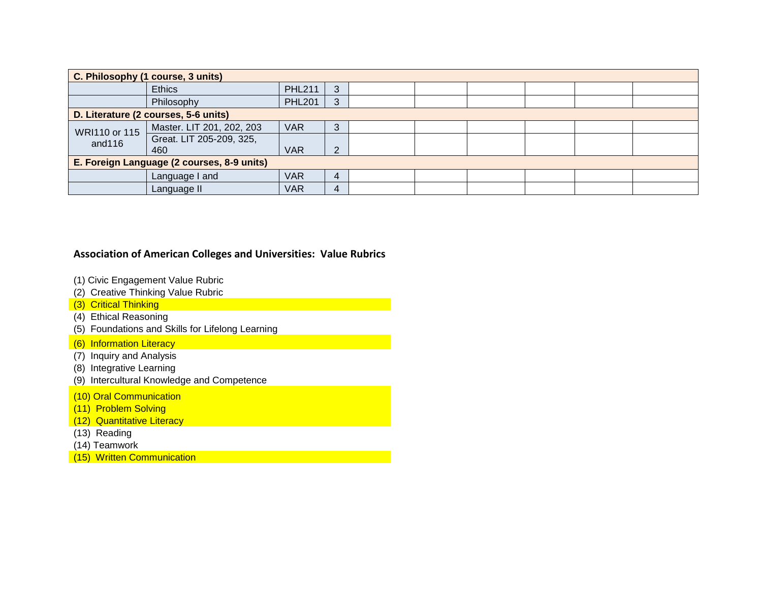| | | | | | | | | | |
|---|---|---|---|---|---|---|---|---|---|
| **C. Philosophy (1 course, 3 units)** | | | | | | | | | |
| | Ethics | PHL211 | 3 | | | | | | |
| | Philosophy | PHL201 | 3 | | | | | | |
| **D. Literature (2 courses, 5-6 units)** | | | | | | | | | |
| WRI110 or 115 and116 | Master. LIT 201, 202, 203 | VAR | 3 | | | | | | |
| | Great. LIT 205-209, 325, 460 | VAR | 2 | | | | | | |
| **E. Foreign Language (2 courses, 8-9 units)** | | | | | | | | | |
| | Language I and | VAR | 4 | | | | | | |
| | Language II | VAR | 4 | | | | | | |

**Association of American Colleges and Universities: Value Rubrics**

(1) Civic Engagement Value Rubric
(2) Creative Thinking Value Rubric
(3) Critical Thinking
(4) Ethical Reasoning
(5) Foundations and Skills for Lifelong Learning
(6) Information Literacy
(7) Inquiry and Analysis
(8) Integrative Learning
(9) Intercultural Knowledge and Competence
(10) Oral Communication
(11) Problem Solving
(12) Quantitative Literacy
(13) Reading
(14) Teamwork
(15) Written Communication